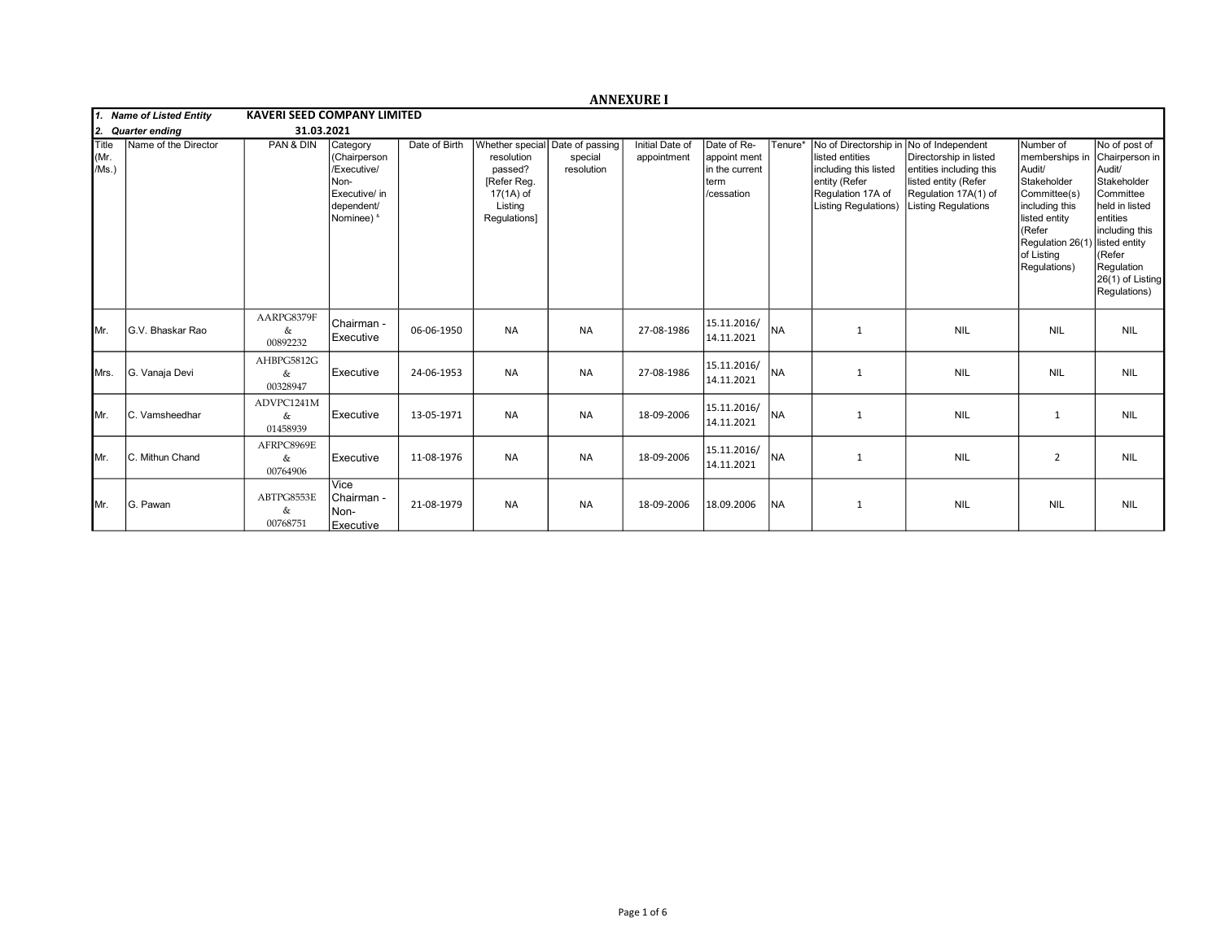# ANNEXURE I

| 1. Name of Listed Entity | KAVERI SEED COMPANY LIMITED | | | | | | | | | | | | |
|---|---|---|---|---|---|---|---|---|---|---|---|---|---|
| 2. Quarter ending | 31.03.2021 | | | | | | | | | | | | |
| Title (Mr. /Ms.) | Name of the Director | PAN & DIN | Category (Chairperson /Executive/ Non-Executive/ in dependent/ Nominee) & | Date of Birth | Whether special resolution passed? [Refer Reg. 17(1A) of Listing Regulations] | Date of passing special resolution | Initial Date of appointment | Date of Re-appoint ment in the current term /cessation | Tenure* | No of Directorship in listed entities including this listed entity (Refer Regulation 17A of Listing Regulations) | No of Independent Directorship in listed entities including this listed entity (Refer Regulation 17A(1) of Listing Regulations | Number of memberships in Audit/ Stakeholder Committee(s) including this listed entity (Refer Regulation 26(1) of Listing Regulations) | No of post of Chairperson in Audit/ Stakeholder Committee held in listed entities including this listed entity (Refer Regulation 26(1) of Listing Regulations) |
| Mr. | G.V. Bhaskar Rao | AARPG8379F & 00892232 | Chairman - Executive | 06-06-1950 | NA | NA | 27-08-1986 | 15.11.2016/ 14.11.2021 | NA | 1 | NIL | NIL | NIL |
| Mrs. | G. Vanaja Devi | AHBPG5812G & 00328947 | Executive | 24-06-1953 | NA | NA | 27-08-1986 | 15.11.2016/ 14.11.2021 | NA | 1 | NIL | NIL | NIL |
| Mr. | C. Vamsheedhar | ADVPC1241M & 01458939 | Executive | 13-05-1971 | NA | NA | 18-09-2006 | 15.11.2016/ 14.11.2021 | NA | 1 | NIL | 1 | NIL |
| Mr. | C. Mithun Chand | AFRPC8969E & 00764906 | Executive | 11-08-1976 | NA | NA | 18-09-2006 | 15.11.2016/ 14.11.2021 | NA | 1 | NIL | 2 | NIL |
| Mr. | G. Pawan | ABTPG8553E & 00768751 | Vice Chairman - Non-Executive | 21-08-1979 | NA | NA | 18-09-2006 | 18.09.2006 | NA | 1 | NIL | NIL | NIL |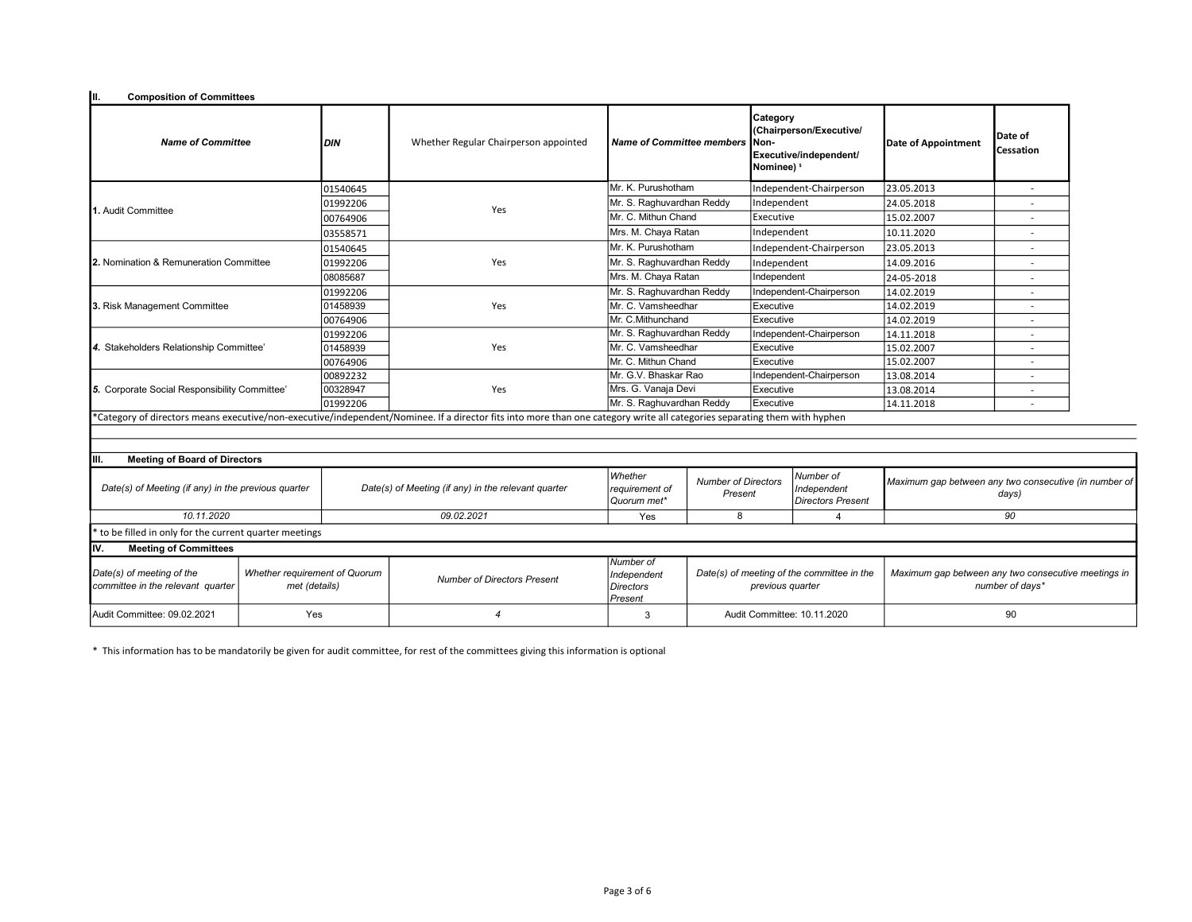## II. Composition of Committees

| *Name of Committee* | *DIN* | Whether Regular Chairperson appointed | *Name of Committee members* | Category (Chairperson/Executive/ Non-Executive/independent/ Nominee) [1] | Date of Appointment | Date of Cessation |
|---|---|---|---|---|---|---|
| 1. Audit Committee | 01540645 | Yes | Mr. K. Purushotham | Independent-Chairperson | 23.05.2013 | - |
| | 01992206 | | Mr. S. Raghuvardhan Reddy | Independent | 24.05.2018 | - |
| | 00764906 | | Mr. C. Mithun Chand | Executive | 15.02.2007 | - |
| | 03558571 | | Mrs. M. Chaya Ratan | Independent | 10.11.2020 | - |
| 2. Nomination & Remuneration Committee | 01540645 | Yes | Mr. K. Purushotham | Independent-Chairperson | 23.05.2013 | - |
| | 01992206 | | Mr. S. Raghuvardhan Reddy | Independent | 14.09.2016 | - |
| | 08085687 | | Mrs. M. Chaya Ratan | Independent | 24-05-2018 | - |
| 3. Risk Management Committee | 01992206 | Yes | Mr. S. Raghuvardhan Reddy | Independent-Chairperson | 14.02.2019 | - |
| | 01458939 | | Mr. C. Vamsheedhar | Executive | 14.02.2019 | - |
| | 00764906 | | Mr. C.Mithunchand | Executive | 14.02.2019 | - |
| *4.* Stakeholders Relationship Committee' | 01992206 | Yes | Mr. S. Raghuvardhan Reddy | Independent-Chairperson | 14.11.2018 | - |
| | 01458939 | | Mr. C. Vamsheedhar | Executive | 15.02.2007 | - |
| | 00764906 | | Mr. C. Mithun Chand | Executive | 15.02.2007 | - |
| *5.* Corporate Social Responsibility Committee' | 00892232 | Yes | Mr. G.V. Bhaskar Rao | Independent-Chairperson | 13.08.2014 | - |
| | 00328947 | | Mrs. G. Vanaja Devi | Executive | 13.08.2014 | - |
| | 01992206 | | Mr. S. Raghuvardhan Reddy | Executive | 14.11.2018 | - |

*Category of directors means executive/non-executive/independent/Nominee. If a director fits into more than one category write all categories separating them with hyphen

## III. Meeting of Board of Directors

| *Date(s) of Meeting (if any) in the previous quarter* | *Date(s) of Meeting (if any) in the relevant quarter* | *Whether requirement of Quorum met** | *Number of Directors Present* | *Number of Independent Directors Present* | *Maximum gap between any two consecutive (in number of days)* |
|---|---|---|---|---|---|
| *10.11.2020* | *09.02.2021* | Yes | 8 | 4 | *90* |

* to be filled in only for the current quarter meetings

## IV. Meeting of Committees

| *Date(s) of meeting of the committee in the relevant quarter* | *Whether requirement of Quorum met (details)* | *Number of Directors Present* | *Number of Independent Directors Present* | *Date(s) of meeting of the committee in the previous quarter* | *Maximum gap between any two consecutive meetings in number of days** |
|---|---|---|---|---|---|
| Audit Committee: 09.02.2021 | Yes | *4* | 3 | Audit Committee: 10.11.2020 | 90 |

* This information has to be mandatorily be given for audit committee, for rest of the committees giving this information is optional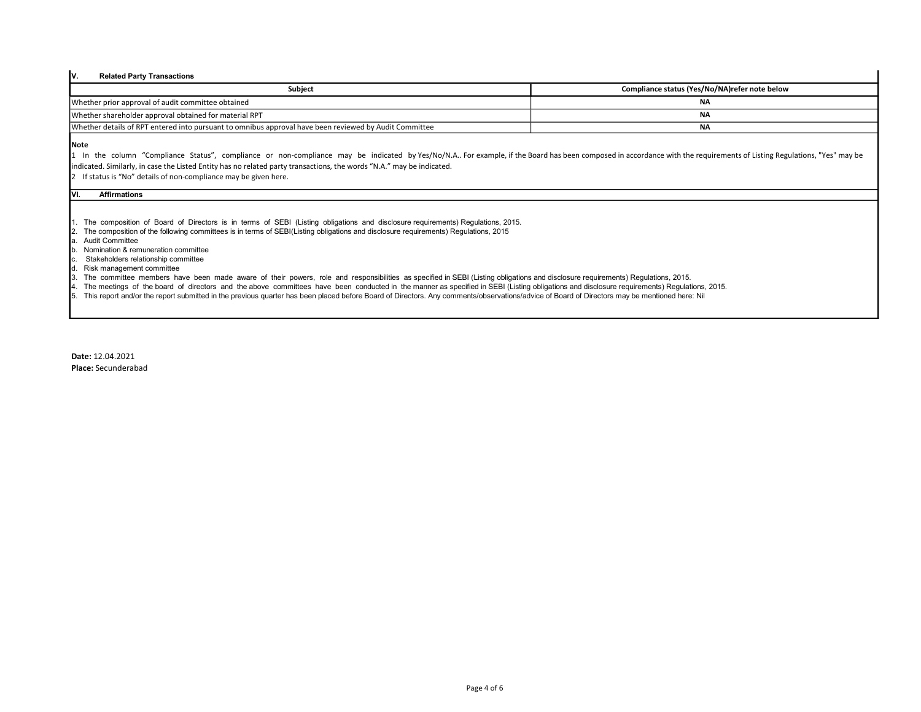## V. Related Party Transactions

| Subject | Compliance status (Yes/No/NA)refer note below |
|---|---|
| Whether prior approval of audit committee obtained | NA |
| Whether shareholder approval obtained for material RPT | NA |
| Whether details of RPT entered into pursuant to omnibus approval have been reviewed by Audit Committee | NA |

**Note**

1 In the column "Compliance Status", compliance or non-compliance may be indicated by Yes/No/N.A.. For example, if the Board has been composed in accordance with the requirements of Listing Regulations, "Yes" may be indicated. Similarly, in case the Listed Entity has no related party transactions, the words "N.A." may be indicated.

2 If status is "No" details of non-compliance may be given here.

## VI. Affirmations

1. The composition of Board of Directors is in terms of SEBI (Listing obligations and disclosure requirements) Regulations, 2015.
2. The composition of the following committees is in terms of SEBI(Listing obligations and disclosure requirements) Regulations, 2015
   a. Audit Committee
   b. Nomination & remuneration committee
   c. Stakeholders relationship committee
   d. Risk management committee
3. The committee members have been made aware of their powers, role and responsibilities as specified in SEBI (Listing obligations and disclosure requirements) Regulations, 2015.
4. The meetings of the board of directors and the above committees have been conducted in the manner as specified in SEBI (Listing obligations and disclosure requirements) Regulations, 2015.
5. This report and/or the report submitted in the previous quarter has been placed before Board of Directors. Any comments/observations/advice of Board of Directors may be mentioned here: Nil

**Date:** 12.04.2021
**Place:** Secunderabad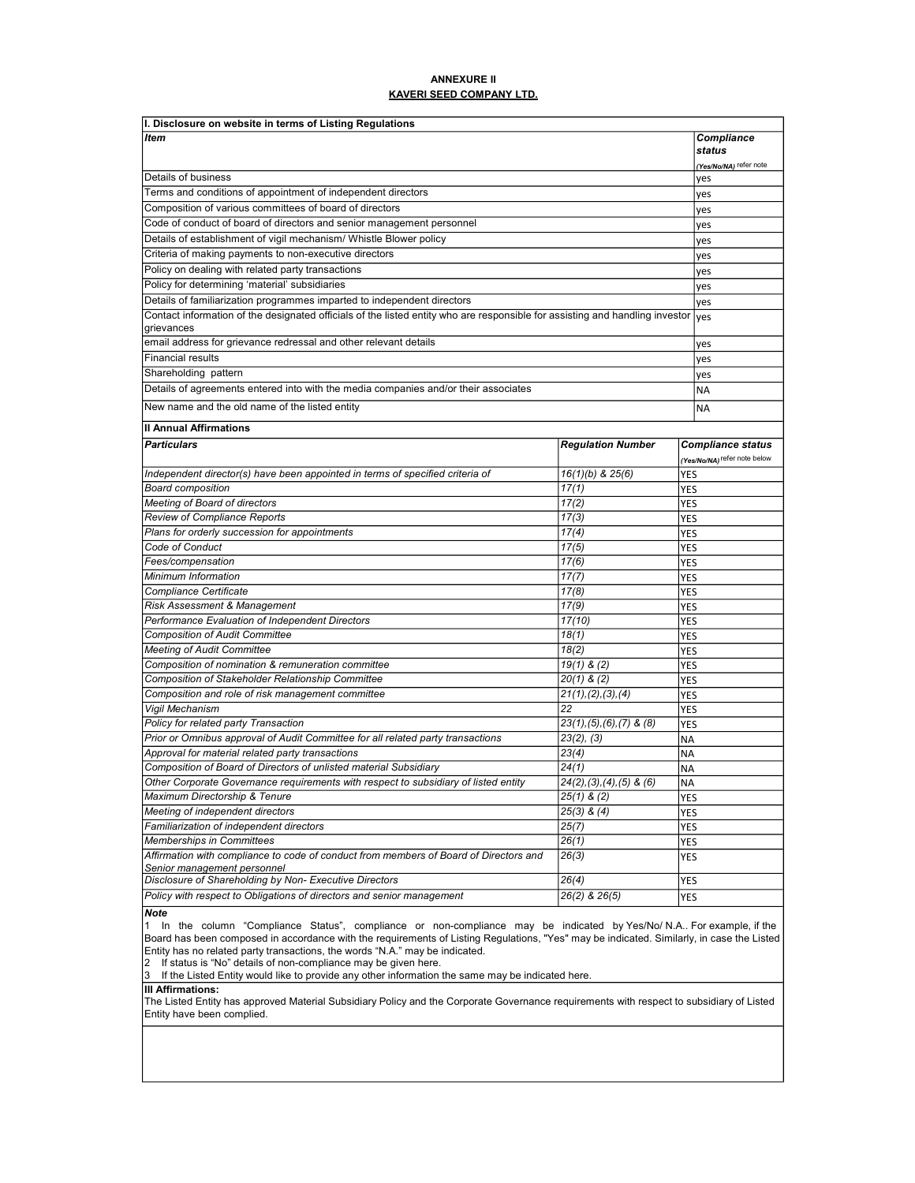**ANNEXURE II**

**KAVERI SEED COMPANY LTD.**

**I. Disclosure on website in terms of Listing Regulations**

| ***Item*** | ***Compliance status*** *(Yes/No/NA)* refer note |
|---|---|
| Details of business | yes |
| Terms and conditions of appointment of independent directors | yes |
| Composition of various committees of board of directors | yes |
| Code of conduct of board of directors and senior management personnel | yes |
| Details of establishment of vigil mechanism/ Whistle Blower policy | yes |
| Criteria of making payments to non-executive directors | yes |
| Policy on dealing with related party transactions | yes |
| Policy for determining 'material' subsidiaries | yes |
| Details of familiarization programmes imparted to independent directors | yes |
| Contact information of the designated officials of the listed entity who are responsible for assisting and handling investor grievances | yes |
| email address for grievance redressal and other relevant details | yes |
| Financial results | yes |
| Shareholding pattern | yes |
| Details of agreements entered into with the media companies and/or their associates | NA |
| New name and the old name of the listed entity | NA |

**II Annual Affirmations**

| ***Particulars*** | ***Regulation Number*** | ***Compliance status*** *(Yes/No/NA)* refer note below |
|---|---|---|
| *Independent director(s) have been appointed in terms of specified criteria of* | *16(1)(b) & 25(6)* | YES |
| *Board composition* | *17(1)* | YES |
| *Meeting of Board of directors* | *17(2)* | YES |
| *Review of Compliance Reports* | *17(3)* | YES |
| *Plans for orderly succession for appointments* | *17(4)* | YES |
| *Code of Conduct* | *17(5)* | YES |
| *Fees/compensation* | *17(6)* | YES |
| *Minimum Information* | *17(7)* | YES |
| *Compliance Certificate* | *17(8)* | YES |
| *Risk Assessment & Management* | *17(9)* | YES |
| *Performance Evaluation of Independent Directors* | *17(10)* | YES |
| *Composition of Audit Committee* | *18(1)* | YES |
| *Meeting of Audit Committee* | *18(2)* | YES |
| *Composition of nomination & remuneration committee* | *19(1) & (2)* | YES |
| *Composition of Stakeholder Relationship Committee* | *20(1) & (2)* | YES |
| *Composition and role of risk management committee* | *21(1),(2),(3),(4)* | YES |
| *Vigil Mechanism* | *22* | YES |
| *Policy for related party Transaction* | *23(1),(5),(6),(7) & (8)* | YES |
| *Prior or Omnibus approval of Audit Committee for all related party transactions* | *23(2), (3)* | NA |
| *Approval for material related party transactions* | *23(4)* | NA |
| *Composition of Board of Directors of unlisted material Subsidiary* | *24(1)* | NA |
| *Other Corporate Governance requirements with respect to subsidiary of listed entity* | *24(2),(3),(4),(5) & (6)* | NA |
| *Maximum Directorship & Tenure* | *25(1) & (2)* | YES |
| *Meeting of independent directors* | *25(3) & (4)* | YES |
| *Familiarization of independent directors* | *25(7)* | YES |
| *Memberships in Committees* | *26(1)* | YES |
| *Affirmation with compliance to code of conduct from members of Board of Directors and Senior management personnel* | *26(3)* | YES |
| *Disclosure of Shareholding by Non- Executive Directors* | *26(4)* | YES |
| *Policy with respect to Obligations of directors and senior management* | *26(2) & 26(5)* | YES |

***Note***

1 In the column "Compliance Status", compliance or non-compliance may be indicated by Yes/No/ N.A.. For example, if the Board has been composed in accordance with the requirements of Listing Regulations, "Yes" may be indicated. Similarly, in case the Listed Entity has no related party transactions, the words "N.A." may be indicated.

2 If status is "No" details of non-compliance may be given here.

3 If the Listed Entity would like to provide any other information the same may be indicated here.

**III Affirmations:**

The Listed Entity has approved Material Subsidiary Policy and the Corporate Governance requirements with respect to subsidiary of Listed Entity have been complied.